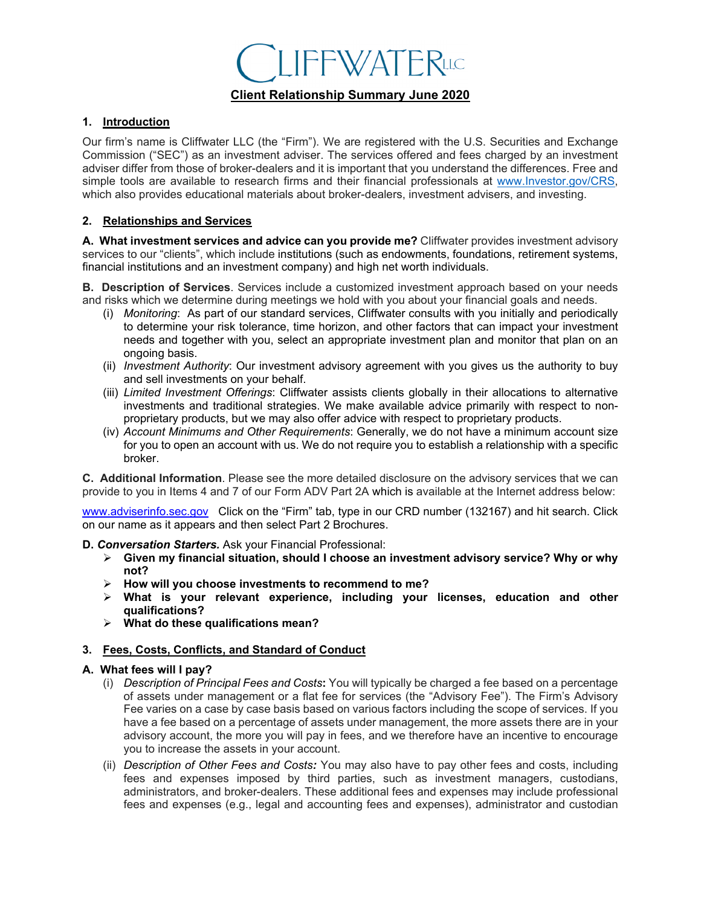# CLIFFWATER LLC

## Client Relationship Summary June 2020

### 1. Introduction

Our firm's name is Cliffwater LLC (the "Firm"). We are registered with the U.S. Securities and Exchange Commission ("SEC") as an investment adviser. The services offered and fees charged by an investment adviser differ from those of broker-dealers and it is important that you understand the differences. Free and simple tools are available to research firms and their financial professionals at www.Investor.gov/CRS, which also provides educational materials about broker-dealers, investment advisers, and investing.

### 2. Relationships and Services

**A. What investment services and advice can you provide me?** Cliffwater provides investment advisory services to our "clients", which include institutions (such as endowments, foundations, retirement systems, financial institutions and an investment company) and high net worth individuals.

**B. Description of Services**. Services include a customized investment approach based on your needs and risks which we determine during meetings we hold with you about your financial goals and needs.

(i) *Monitoring*: As part of our standard services, Cliffwater consults with you initially and periodically to determine your risk tolerance, time horizon, and other factors that can impact your investment needs and together with you, select an appropriate investment plan and monitor that plan on an ongoing basis.

(ii) *Investment Authority*: Our investment advisory agreement with you gives us the authority to buy and sell investments on your behalf.

(iii) *Limited Investment Offerings*: Cliffwater assists clients globally in their allocations to alternative investments and traditional strategies. We make available advice primarily with respect to non-proprietary products, but we may also offer advice with respect to proprietary products.

(iv) *Account Minimums and Other Requirements*: Generally, we do not have a minimum account size for you to open an account with us. We do not require you to establish a relationship with a specific broker.

**C. Additional Information**. Please see the more detailed disclosure on the advisory services that we can provide to you in Items 4 and 7 of our Form ADV Part 2A which is available at the Internet address below:

www.adviserinfo.sec.gov Click on the "Firm" tab, type in our CRD number (132167) and hit search. Click on our name as it appears and then select Part 2 Brochures.

***D. Conversation Starters.*** Ask your Financial Professional:

- **Given my financial situation, should I choose an investment advisory service? Why or why not?**
- **How will you choose investments to recommend to me?**
- **What is your relevant experience, including your licenses, education and other qualifications?**
- **What do these qualifications mean?**

### 3. Fees, Costs, Conflicts, and Standard of Conduct

**A. What fees will I pay?**

(i) *Description of Principal Fees and Costs*: You will typically be charged a fee based on a percentage of assets under management or a flat fee for services (the "Advisory Fee"). The Firm's Advisory Fee varies on a case by case basis based on various factors including the scope of services. If you have a fee based on a percentage of assets under management, the more assets there are in your advisory account, the more you will pay in fees, and we therefore have an incentive to encourage you to increase the assets in your account.

(ii) *Description of Other Fees and Costs:* You may also have to pay other fees and costs, including fees and expenses imposed by third parties, such as investment managers, custodians, administrators, and broker-dealers. These additional fees and expenses may include professional fees and expenses (e.g., legal and accounting fees and expenses), administrator and custodian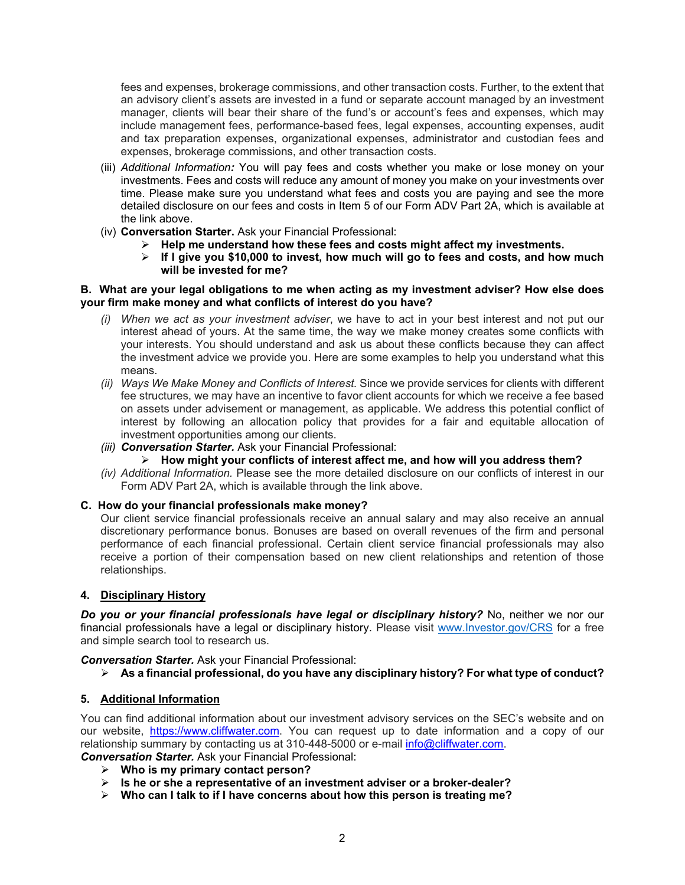fees and expenses, brokerage commissions, and other transaction costs. Further, to the extent that an advisory client's assets are invested in a fund or separate account managed by an investment manager, clients will bear their share of the fund's or account's fees and expenses, which may include management fees, performance-based fees, legal expenses, accounting expenses, audit and tax preparation expenses, organizational expenses, administrator and custodian fees and expenses, brokerage commissions, and other transaction costs.

(iii) *Additional Information:* You will pay fees and costs whether you make or lose money on your investments. Fees and costs will reduce any amount of money you make on your investments over time. Please make sure you understand what fees and costs you are paying and see the more detailed disclosure on our fees and costs in Item 5 of our Form ADV Part 2A, which is available at the link above.

(iv) **Conversation Starter.** Ask your Financial Professional:

- **Help me understand how these fees and costs might affect my investments.**
- **If I give you $10,000 to invest, how much will go to fees and costs, and how much will be invested for me?**

**B. What are your legal obligations to me when acting as my investment adviser? How else does your firm make money and what conflicts of interest do you have?**

*(i) When we act as your investment adviser*, we have to act in your best interest and not put our interest ahead of yours. At the same time, the way we make money creates some conflicts with your interests. You should understand and ask us about these conflicts because they can affect the investment advice we provide you. Here are some examples to help you understand what this means.

*(ii) Ways We Make Money and Conflicts of Interest.* Since we provide services for clients with different fee structures, we may have an incentive to favor client accounts for which we receive a fee based on assets under advisement or management, as applicable. We address this potential conflict of interest by following an allocation policy that provides for a fair and equitable allocation of investment opportunities among our clients.

***(iii) Conversation Starter.*** Ask your Financial Professional:

- **How might your conflicts of interest affect me, and how will you address them?**

*(iv) Additional Information.* Please see the more detailed disclosure on our conflicts of interest in our Form ADV Part 2A, which is available through the link above.

**C. How do your financial professionals make money?**

Our client service financial professionals receive an annual salary and may also receive an annual discretionary performance bonus. Bonuses are based on overall revenues of the firm and personal performance of each financial professional. Certain client service financial professionals may also receive a portion of their compensation based on new client relationships and retention of those relationships.

## 4. Disciplinary History

***Do you or your financial professionals have legal or disciplinary history?*** No, neither we nor our financial professionals have a legal or disciplinary history. Please visit www.Investor.gov/CRS for a free and simple search tool to research us.

***Conversation Starter.*** Ask your Financial Professional:

- **As a financial professional, do you have any disciplinary history? For what type of conduct?**

## 5. Additional Information

You can find additional information about our investment advisory services on the SEC's website and on our website, https://www.cliffwater.com. You can request up to date information and a copy of our relationship summary by contacting us at 310-448-5000 or e-mail info@cliffwater.com.

***Conversation Starter.*** Ask your Financial Professional:

- **Who is my primary contact person?**
- **Is he or she a representative of an investment adviser or a broker-dealer?**
- **Who can I talk to if I have concerns about how this person is treating me?**